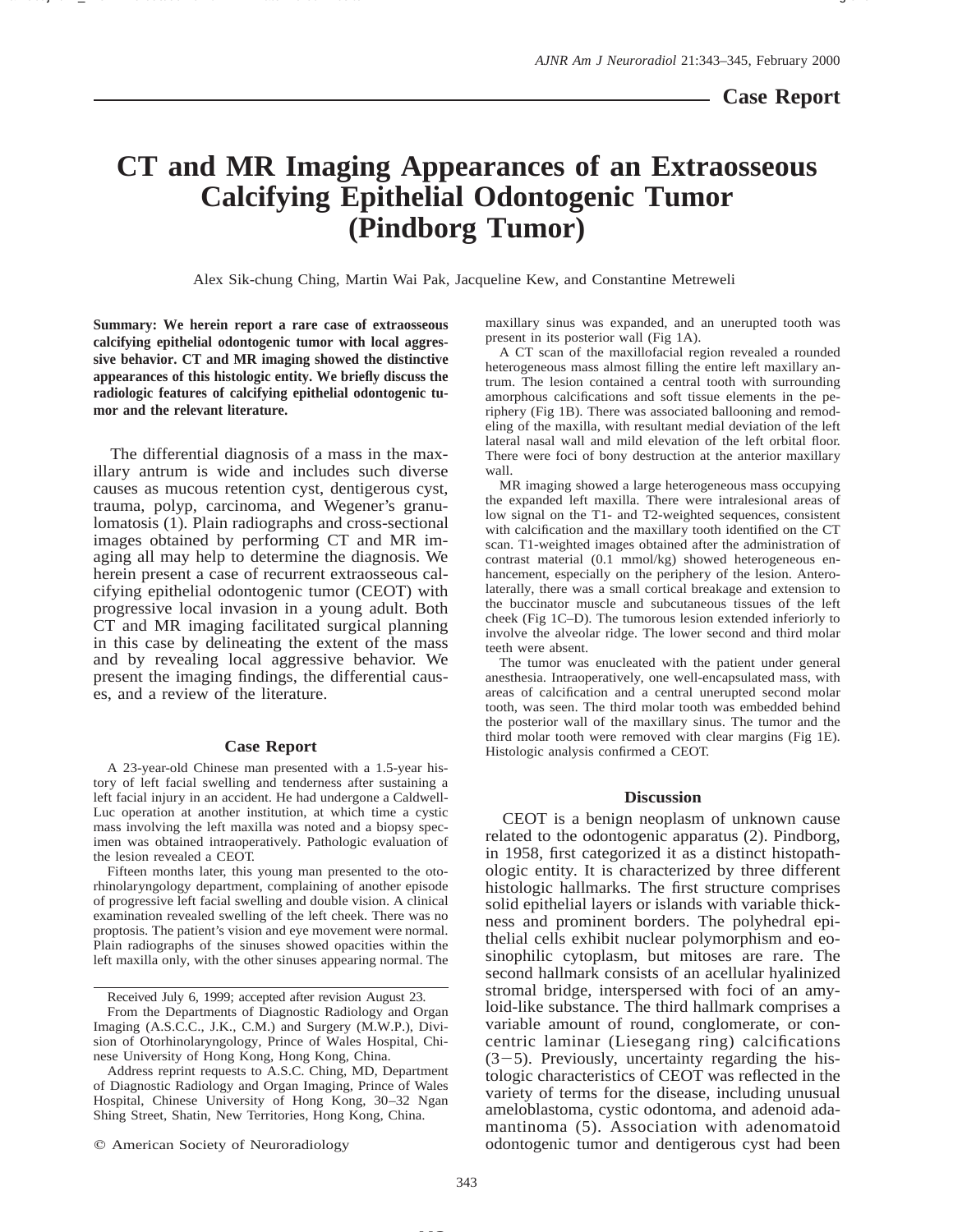**Case Report**

# CT and MR Imaging Appearances of an Extraosseous Calcifying Epithelial Odontogenic Tumor (Pindborg Tumor)

Alex Sik-chung Ching, Martin Wai Pak, Jacqueline Kew, and Constantine Metreweli

**Summary: We herein report a rare case of extraosseous calcifying epithelial odontogenic tumor with local aggressive behavior. CT and MR imaging showed the distinctive appearances of this histologic entity. We briefly discuss the radiologic features of calcifying epithelial odontogenic tumor and the relevant literature.**

The differential diagnosis of a mass in the maxillary antrum is wide and includes such diverse causes as mucous retention cyst, dentigerous cyst, trauma, polyp, carcinoma, and Wegener's granulomatosis (1). Plain radiographs and cross-sectional images obtained by performing CT and MR imaging all may help to determine the diagnosis. We herein present a case of recurrent extraosseous calcifying epithelial odontogenic tumor (CEOT) with progressive local invasion in a young adult. Both CT and MR imaging facilitated surgical planning in this case by delineating the extent of the mass and by revealing local aggressive behavior. We present the imaging findings, the differential causes, and a review of the literature.

## Case Report

A 23-year-old Chinese man presented with a 1.5-year history of left facial swelling and tenderness after sustaining a left facial injury in an accident. He had undergone a Caldwell-Luc operation at another institution, at which time a cystic mass involving the left maxilla was noted and a biopsy specimen was obtained intraoperatively. Pathologic evaluation of the lesion revealed a CEOT.

Fifteen months later, this young man presented to the otorhinolaryngology department, complaining of another episode of progressive left facial swelling and double vision. A clinical examination revealed swelling of the left cheek. There was no proptosis. The patient's vision and eye movement were normal. Plain radiographs of the sinuses showed opacities within the left maxilla only, with the other sinuses appearing normal. The maxillary sinus was expanded, and an unerupted tooth was present in its posterior wall (Fig 1A).

A CT scan of the maxillofacial region revealed a rounded heterogeneous mass almost filling the entire left maxillary antrum. The lesion contained a central tooth with surrounding amorphous calcifications and soft tissue elements in the periphery (Fig 1B). There was associated ballooning and remodeling of the maxilla, with resultant medial deviation of the left lateral nasal wall and mild elevation of the left orbital floor. There were foci of bony destruction at the anterior maxillary wall.

MR imaging showed a large heterogeneous mass occupying the expanded left maxilla. There were intralesional areas of low signal on the T1- and T2-weighted sequences, consistent with calcification and the maxillary tooth identified on the CT scan. T1-weighted images obtained after the administration of contrast material (0.1 mmol/kg) showed heterogeneous enhancement, especially on the periphery of the lesion. Anterolaterally, there was a small cortical breakage and extension to the buccinator muscle and subcutaneous tissues of the left cheek (Fig 1C–D). The tumorous lesion extended inferiorly to involve the alveolar ridge. The lower second and third molar teeth were absent.

The tumor was enucleated with the patient under general anesthesia. Intraoperatively, one well-encapsulated mass, with areas of calcification and a central unerupted second molar tooth, was seen. The third molar tooth was embedded behind the posterior wall of the maxillary sinus. The tumor and the third molar tooth were removed with clear margins (Fig 1E). Histologic analysis confirmed a CEOT.

## Discussion

CEOT is a benign neoplasm of unknown cause related to the odontogenic apparatus (2). Pindborg, in 1958, first categorized it as a distinct histopathologic entity. It is characterized by three different histologic hallmarks. The first structure comprises solid epithelial layers or islands with variable thickness and prominent borders. The polyhedral epithelial cells exhibit nuclear polymorphism and eosinophilic cytoplasm, but mitoses are rare. The second hallmark consists of an acellular hyalinized stromal bridge, interspersed with foci of an amyloid-like substance. The third hallmark comprises a variable amount of round, conglomerate, or concentric laminar (Liesegang ring) calcifications (3–5). Previously, uncertainty regarding the histologic characteristics of CEOT was reflected in the variety of terms for the disease, including unusual ameloblastoma, cystic odontoma, and adenoid adamantinoma (5). Association with adenomatoid odontogenic tumor and dentigerous cyst had been

---

Received July 6, 1999; accepted after revision August 23.

From the Departments of Diagnostic Radiology and Organ Imaging (A.S.C.C., J.K., C.M.) and Surgery (M.W.P.), Division of Otorhinolaryngology, Prince of Wales Hospital, Chinese University of Hong Kong, Hong Kong, China.

Address reprint requests to A.S.C. Ching, MD, Department of Diagnostic Radiology and Organ Imaging, Prince of Wales Hospital, Chinese University of Hong Kong, 30–32 Ngan Shing Street, Shatin, New Territories, Hong Kong, China.

© American Society of Neuroradiology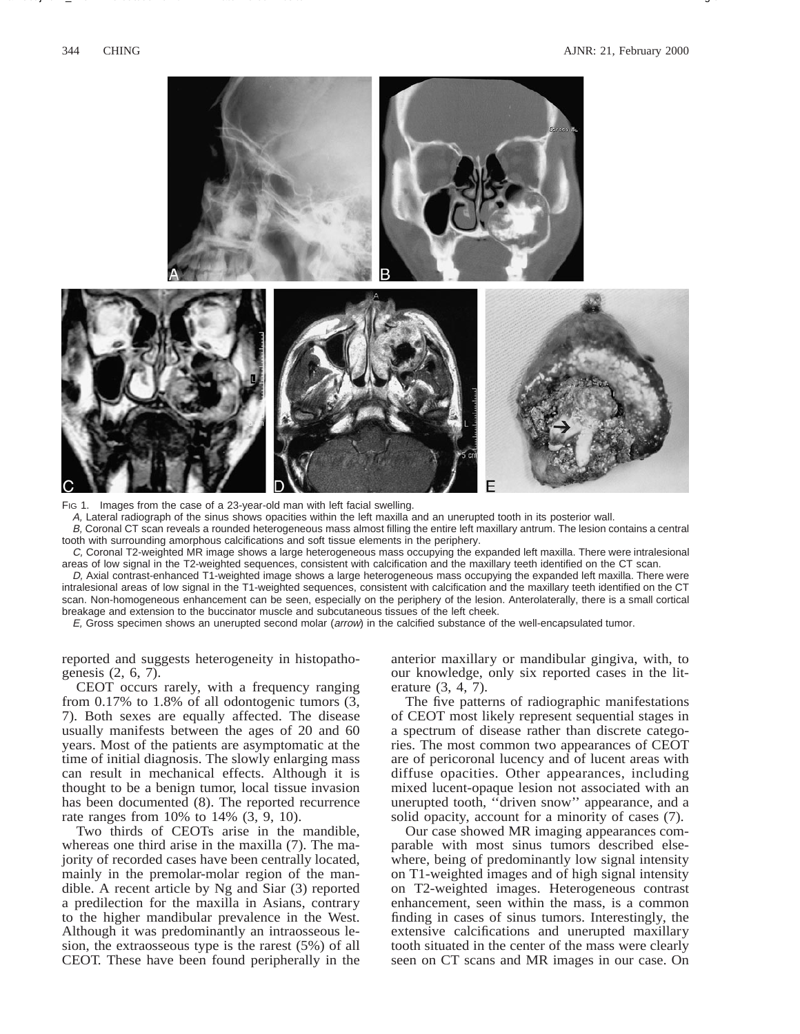Fig 1. Images from the case of a 23-year-old man with left facial swelling.

*A,* Lateral radiograph of the sinus shows opacities within the left maxilla and an unerupted tooth in its posterior wall.

*B,* Coronal CT scan reveals a rounded heterogeneous mass almost filling the entire left maxillary antrum. The lesion contains a central tooth with surrounding amorphous calcifications and soft tissue elements in the periphery.

*C,* Coronal T2-weighted MR image shows a large heterogeneous mass occupying the expanded left maxilla. There were intralesional areas of low signal in the T2-weighted sequences, consistent with calcification and the maxillary teeth identified on the CT scan.

*D,* Axial contrast-enhanced T1-weighted image shows a large heterogeneous mass occupying the expanded left maxilla. There were intralesional areas of low signal in the T1-weighted sequences, consistent with calcification and the maxillary teeth identified on the CT scan. Non-homogeneous enhancement can be seen, especially on the periphery of the lesion. Anterolaterally, there is a small cortical breakage and extension to the buccinator muscle and subcutaneous tissues of the left cheek.

*E,* Gross specimen shows an unerupted second molar (*arrow*) in the calcified substance of the well-encapsulated tumor.

reported and suggests heterogeneity in histopathogenesis (2, 6, 7).

CEOT occurs rarely, with a frequency ranging from 0.17% to 1.8% of all odontogenic tumors (3, 7). Both sexes are equally affected. The disease usually manifests between the ages of 20 and 60 years. Most of the patients are asymptomatic at the time of initial diagnosis. The slowly enlarging mass can result in mechanical effects. Although it is thought to be a benign tumor, local tissue invasion has been documented (8). The reported recurrence rate ranges from 10% to 14% (3, 9, 10).

Two thirds of CEOTs arise in the mandible, whereas one third arise in the maxilla (7). The majority of recorded cases have been centrally located, mainly in the premolar-molar region of the mandible. A recent article by Ng and Siar (3) reported a predilection for the maxilla in Asians, contrary to the higher mandibular prevalence in the West. Although it was predominantly an intraosseous lesion, the extraosseous type is the rarest (5%) of all CEOT. These have been found peripherally in the anterior maxillary or mandibular gingiva, with, to our knowledge, only six reported cases in the literature (3, 4, 7).

The five patterns of radiographic manifestations of CEOT most likely represent sequential stages in a spectrum of disease rather than discrete categories. The most common two appearances of CEOT are of pericoronal lucency and of lucent areas with diffuse opacities. Other appearances, including mixed lucent-opaque lesion not associated with an unerupted tooth, ''driven snow'' appearance, and a solid opacity, account for a minority of cases (7).

Our case showed MR imaging appearances comparable with most sinus tumors described elsewhere, being of predominantly low signal intensity on T1-weighted images and of high signal intensity on T2-weighted images. Heterogeneous contrast enhancement, seen within the mass, is a common finding in cases of sinus tumors. Interestingly, the extensive calcifications and unerupted maxillary tooth situated in the center of the mass were clearly seen on CT scans and MR images in our case. On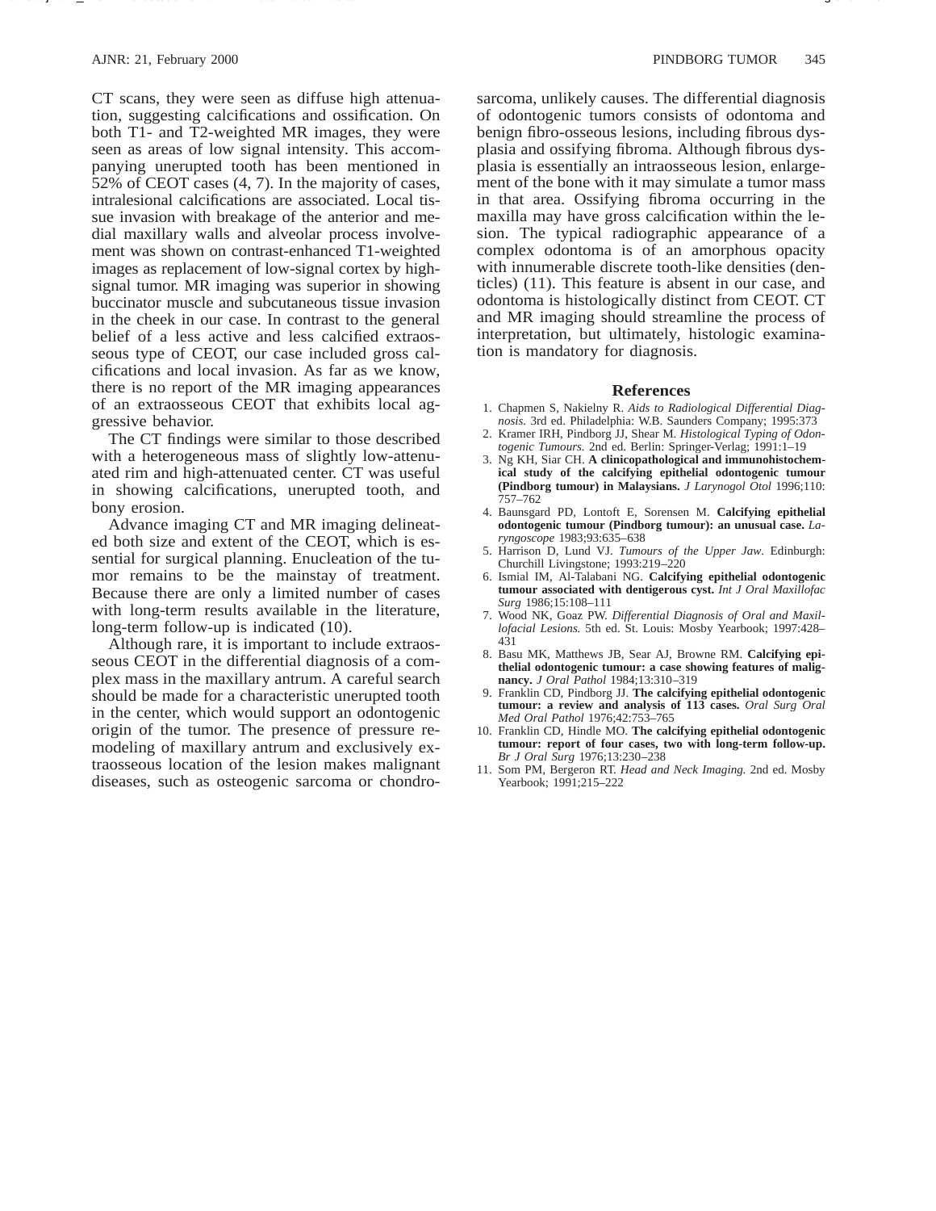CT scans, they were seen as diffuse high attenuation, suggesting calcifications and ossification. On both T1- and T2-weighted MR images, they were seen as areas of low signal intensity. This accompanying unerupted tooth has been mentioned in 52% of CEOT cases (4, 7). In the majority of cases, intralesional calcifications are associated. Local tissue invasion with breakage of the anterior and medial maxillary walls and alveolar process involvement was shown on contrast-enhanced T1-weighted images as replacement of low-signal cortex by high-signal tumor. MR imaging was superior in showing buccinator muscle and subcutaneous tissue invasion in the cheek in our case. In contrast to the general belief of a less active and less calcified extraosseous type of CEOT, our case included gross calcifications and local invasion. As far as we know, there is no report of the MR imaging appearances of an extraosseous CEOT that exhibits local aggressive behavior.

The CT findings were similar to those described with a heterogeneous mass of slightly low-attenuated rim and high-attenuated center. CT was useful in showing calcifications, unerupted tooth, and bony erosion.

Advance imaging CT and MR imaging delineated both size and extent of the CEOT, which is essential for surgical planning. Enucleation of the tumor remains to be the mainstay of treatment. Because there are only a limited number of cases with long-term results available in the literature, long-term follow-up is indicated (10).

Although rare, it is important to include extraosseous CEOT in the differential diagnosis of a complex mass in the maxillary antrum. A careful search should be made for a characteristic unerupted tooth in the center, which would support an odontogenic origin of the tumor. The presence of pressure remodeling of maxillary antrum and exclusively extraosseous location of the lesion makes malignant diseases, such as osteogenic sarcoma or chondrosarcoma, unlikely causes. The differential diagnosis of odontogenic tumors consists of odontoma and benign fibro-osseous lesions, including fibrous dysplasia and ossifying fibroma. Although fibrous dysplasia is essentially an intraosseous lesion, enlargement of the bone with it may simulate a tumor mass in that area. Ossifying fibroma occurring in the maxilla may have gross calcification within the lesion. The typical radiographic appearance of a complex odontoma is of an amorphous opacity with innumerable discrete tooth-like densities (denticles) (11). This feature is absent in our case, and odontoma is histologically distinct from CEOT. CT and MR imaging should streamline the process of interpretation, but ultimately, histologic examination is mandatory for diagnosis.

## References

1. Chapmen S, Nakielny R. *Aids to Radiological Differential Diagnosis.* 3rd ed. Philadelphia: W.B. Saunders Company; 1995:373
2. Kramer IRH, Pindborg JJ, Shear M. *Histological Typing of Odontogenic Tumours.* 2nd ed. Berlin: Springer-Verlag; 1991:1–19
3. Ng KH, Siar CH. **A clinicopathological and immunohistochemical study of the calcifying epithelial odontogenic tumour (Pindborg tumour) in Malaysians.** *J Larynogol Otol* 1996;110: 757–762
4. Baunsgard PD, Lontoft E, Sorensen M. **Calcifying epithelial odontogenic tumour (Pindborg tumour): an unusual case.** *Laryngoscope* 1983;93:635–638
5. Harrison D, Lund VJ. *Tumours of the Upper Jaw.* Edinburgh: Churchill Livingstone; 1993:219–220
6. Ismial IM, Al-Talabani NG. **Calcifying epithelial odontogenic tumour associated with dentigerous cyst.** *Int J Oral Maxillofac Surg* 1986;15:108–111
7. Wood NK, Goaz PW. *Differential Diagnosis of Oral and Maxillofacial Lesions.* 5th ed. St. Louis: Mosby Yearbook; 1997:428–431
8. Basu MK, Matthews JB, Sear AJ, Browne RM. **Calcifying epithelial odontogenic tumour: a case showing features of malignancy.** *J Oral Pathol* 1984;13:310–319
9. Franklin CD, Pindborg JJ. **The calcifying epithelial odontogenic tumour: a review and analysis of 113 cases.** *Oral Surg Oral Med Oral Pathol* 1976;42:753–765
10. Franklin CD, Hindle MO. **The calcifying epithelial odontogenic tumour: report of four cases, two with long-term follow-up.** *Br J Oral Surg* 1976;13:230–238
11. Som PM, Bergeron RT. *Head and Neck Imaging.* 2nd ed. Mosby Yearbook; 1991;215–222